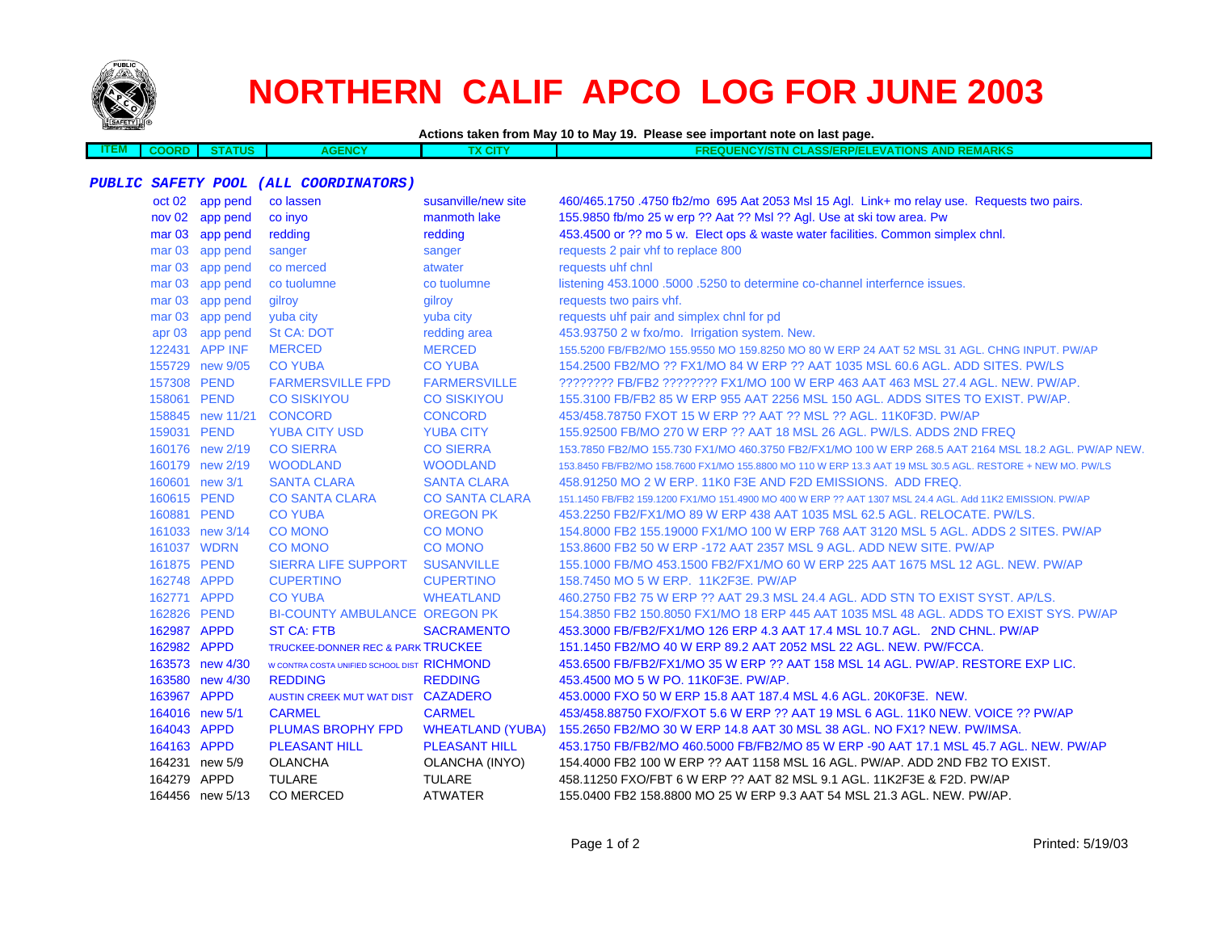# NORTHERN CALIF APCO LOG FOR JUNE 2003

**Actions taken from May 10 to May 19. Please see important note on last page.**

***PUBLIC SAFETY POOL (ALL COORDINATORS)***

| ITEM | COORD | STATUS | AGENCY | TX CITY | FREQUENCY/STN CLASS/ERP/ELEVATIONS AND REMARKS |
|---|---|---|---|---|---|
| | oct 02 | app pend | co lassen | susanville/new site | 460/465.1750 .4750 fb2/mo 695 Aat 2053 Msl 15 Agl. Link+ mo relay use. Requests two pairs. |
| | nov 02 | app pend | co inyo | manmoth lake | 155.9850 fb/mo 25 w erp ?? Aat ?? Msl ?? Agl. Use at ski tow area. Pw |
| | mar 03 | app pend | redding | redding | 453.4500 or ?? mo 5 w. Elect ops & waste water facilities. Common simplex chnl. |
| | mar 03 | app pend | sanger | sanger | requests 2 pair vhf to replace 800 |
| | mar 03 | app pend | co merced | atwater | requests uhf chnl |
| | mar 03 | app pend | co tuolumne | co tuolumne | listening 453.1000 .5000 .5250 to determine co-channel interfernce issues. |
| | mar 03 | app pend | gilroy | gilroy | requests two pairs vhf. |
| | mar 03 | app pend | yuba city | yuba city | requests uhf pair and simplex chnl for pd |
| | apr 03 | app pend | St CA: DOT | redding area | 453.93750 2 w fxo/mo. Irrigation system. New. |
| | 122431 | APP INF | MERCED | MERCED | 155.5200 FB/FB2/MO 155.9550 MO 159.8250 MO 80 W ERP 24 AAT 52 MSL 31 AGL. CHNG INPUT. PW/AP |
| | 155729 | new 9/05 | CO YUBA | CO YUBA | 154.2500 FB2/MO ?? FX1/MO 84 W ERP ?? AAT 1035 MSL 60.6 AGL. ADD SITES. PW/LS |
| | 157308 | PEND | FARMERSVILLE FPD | FARMERSVILLE | ???????? FB/FB2 ???????? FX1/MO 100 W ERP 463 AAT 463 MSL 27.4 AGL. NEW. PW/AP. |
| | 158061 | PEND | CO SISKIYOU | CO SISKIYOU | 155.3100 FB/FB2 85 W ERP 955 AAT 2256 MSL 150 AGL. ADDS SITES TO EXIST. PW/AP. |
| | 158845 | new 11/21 | CONCORD | CONCORD | 453/458.78750 FXOT 15 W ERP ?? AAT ?? MSL ?? AGL. 11K0F3D. PW/AP |
| | 159031 | PEND | YUBA CITY USD | YUBA CITY | 155.92500 FB/MO 270 W ERP ?? AAT 18 MSL 26 AGL. PW/LS. ADDS 2ND FREQ |
| | 160176 | new 2/19 | CO SIERRA | CO SIERRA | 153.7850 FB2/MO 155.730 FX1/MO 460.3750 FB2/FX1/MO 100 W ERP 268.5 AAT 2164 MSL 18.2 AGL. PW/AP NEW. |
| | 160179 | new 2/19 | WOODLAND | WOODLAND | 153.8450 FB/FB2/MO 158.7600 FX1/MO 155.8800 MO 110 W ERP 13.3 AAT 19 MSL 30.5 AGL. RESTORE + NEW MO. PW/LS |
| | 160601 | new 3/1 | SANTA CLARA | SANTA CLARA | 458.91250 MO 2 W ERP. 11K0 F3E AND F2D EMISSIONS. ADD FREQ. |
| | 160615 | PEND | CO SANTA CLARA | CO SANTA CLARA | 151.1450 FB/FB2 159.1200 FX1/MO 151.4900 MO 400 W ERP ?? AAT 1307 MSL 24.4 AGL. Add 11K2 EMISSION. PW/AP |
| | 160881 | PEND | CO YUBA | OREGON PK | 453.2250 FB2/FX1/MO 89 W ERP 438 AAT 1035 MSL 62.5 AGL. RELOCATE. PW/LS. |
| | 161033 | new 3/14 | CO MONO | CO MONO | 154.8000 FB2 155.19000 FX1/MO 100 W ERP 768 AAT 3120 MSL 5 AGL. ADDS 2 SITES. PW/AP |
| | 161037 | WDRN | CO MONO | CO MONO | 153.8600 FB2 50 W ERP -172 AAT 2357 MSL 9 AGL. ADD NEW SITE. PW/AP |
| | 161875 | PEND | SIERRA LIFE SUPPORT | SUSANVILLE | 155.1000 FB/MO 453.1500 FB2/FX1/MO 60 W ERP 225 AAT 1675 MSL 12 AGL. NEW. PW/AP |
| | 162748 | APPD | CUPERTINO | CUPERTINO | 158.7450 MO 5 W ERP. 11K2F3E. PW/AP |
| | 162771 | APPD | CO YUBA | WHEATLAND | 460.2750 FB2 75 W ERP ?? AAT 29.3 MSL 24.4 AGL. ADD STN TO EXIST SYST. AP/LS. |
| | 162826 | PEND | BI-COUNTY AMBULANCE | OREGON PK | 154.3850 FB2 150.8050 FX1/MO 18 ERP 445 AAT 1035 MSL 48 AGL. ADDS TO EXIST SYS. PW/AP |
| | 162987 | APPD | ST CA: FTB | SACRAMENTO | 453.3000 FB/FB2/FX1/MO 126 ERP 4.3 AAT 17.4 MSL 10.7 AGL. 2ND CHNL. PW/AP |
| | 162982 | APPD | TRUCKEE-DONNER REC & PARK | TRUCKEE | 151.1450 FB2/MO 40 W ERP 89.2 AAT 2052 MSL 22 AGL. NEW. PW/FCCA. |
| | 163573 | new 4/30 | W CONTRA COSTA UNIFIED SCHOOL DIST | RICHMOND | 453.6500 FB/FB2/FX1/MO 35 W ERP ?? AAT 158 MSL 14 AGL. PW/AP. RESTORE EXP LIC. |
| | 163580 | new 4/30 | REDDING | REDDING | 453.4500 MO 5 W PO. 11K0F3E. PW/AP. |
| | 163967 | APPD | AUSTIN CREEK MUT WAT DIST | CAZADERO | 453.0000 FXO 50 W ERP 15.8 AAT 187.4 MSL 4.6 AGL. 20K0F3E. NEW. |
| | 164016 | new 5/1 | CARMEL | CARMEL | 453/458.88750 FXO/FXOT 5.6 W ERP ?? AAT 19 MSL 6 AGL. 11K0 NEW. VOICE ?? PW/AP |
| | 164043 | APPD | PLUMAS BROPHY FPD | WHEATLAND (YUBA) | 155.2650 FB2/MO 30 W ERP 14.8 AAT 30 MSL 38 AGL. NO FX1? NEW. PW/IMSA. |
| | 164163 | APPD | PLEASANT HILL | PLEASANT HILL | 453.1750 FB/FB2/MO 460.5000 FB/FB2/MO 85 W ERP -90 AAT 17.1 MSL 45.7 AGL. NEW. PW/AP |
| | 164231 | new 5/9 | OLANCHA | OLANCHA (INYO) | 154.4000 FB2 100 W ERP ?? AAT 1158 MSL 16 AGL. PW/AP. ADD 2ND FB2 TO EXIST. |
| | 164279 | APPD | TULARE | TULARE | 458.11250 FXO/FBT 6 W ERP ?? AAT 82 MSL 9.1 AGL. 11K2F3E & F2D. PW/AP |
| | 164456 | new 5/13 | CO MERCED | ATWATER | 155.0400 FB2 158.8800 MO 25 W ERP 9.3 AAT 54 MSL 21.3 AGL. NEW. PW/AP. |

Printed: 5/19/03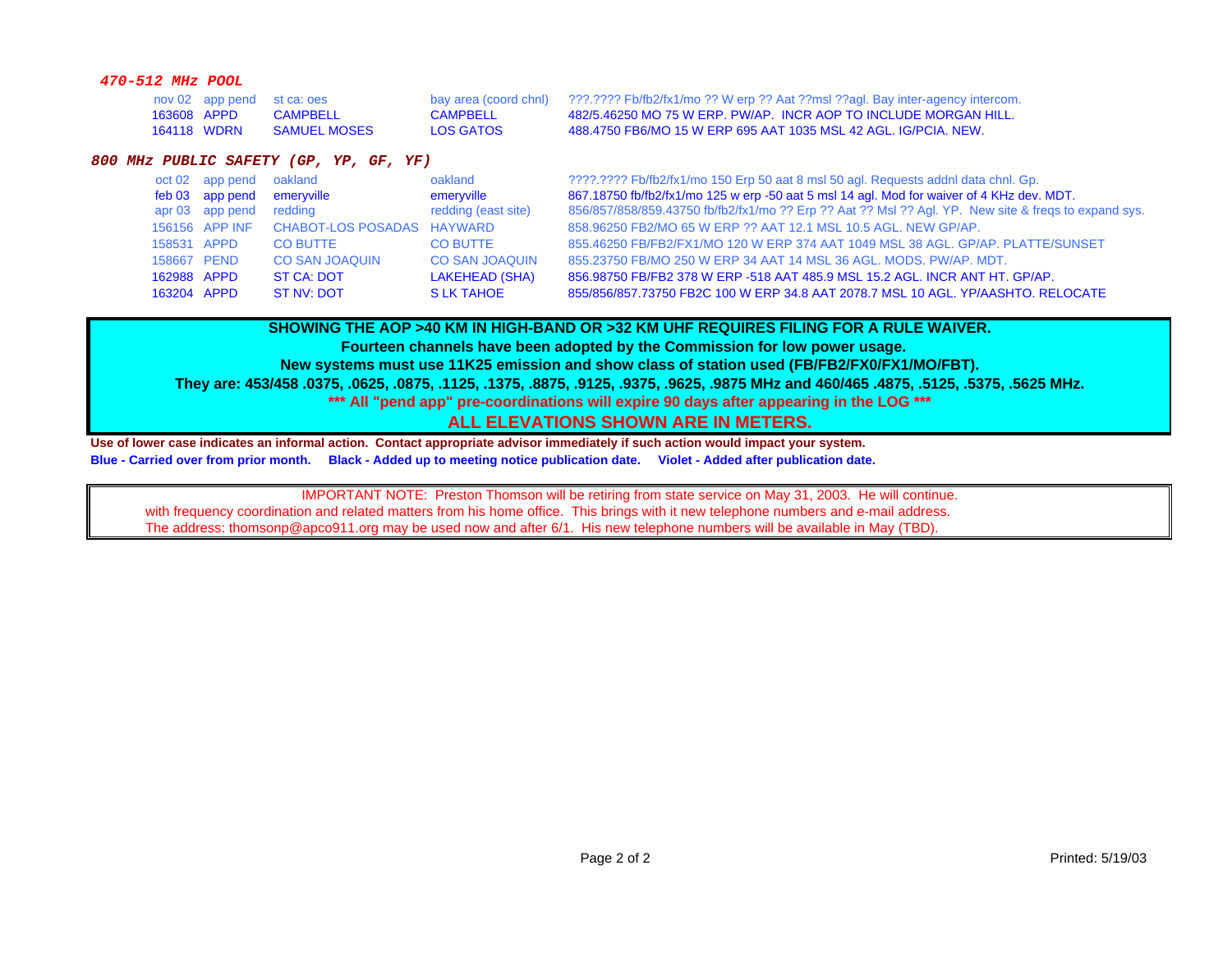### *470-512 MHz POOL*

| | | | | |
|---|---|---|---|---|
| nov 02 | app pend | st ca: oes | bay area (coord chnl) | ???.???? Fb/fb2/fx1/mo ?? W erp ?? Aat ??msl ??agl. Bay inter-agency intercom. |
| 163608 | APPD | CAMPBELL | CAMPBELL | 482/5.46250 MO 75 W ERP. PW/AP. INCR AOP TO INCLUDE MORGAN HILL. |
| 164118 | WDRN | SAMUEL MOSES | LOS GATOS | 488.4750 FB6/MO 15 W ERP 695 AAT 1035 MSL 42 AGL. IG/PCIA. NEW. |

### *800 MHz PUBLIC SAFETY (GP, YP, GF, YF)*

| | | | | |
|---|---|---|---|---|
| oct 02 | app pend | oakland | oakland | ????.???? Fb/fb2/fx1/mo 150 Erp 50 aat 8 msl 50 agl. Requests addnl data chnl. Gp. |
| feb 03 | app pend | emeryville | emeryville | 867.18750 fb/fb2/fx1/mo 125 w erp -50 aat 5 msl 14 agl. Mod for waiver of 4 KHz dev. MDT. |
| apr 03 | app pend | redding | redding (east site) | 856/857/858/859.43750 fb/fb2/fx1/mo ?? Erp ?? Aat ?? Msl ?? Agl. YP. New site & freqs to expand sys. |
| 156156 | APP INF | CHABOT-LOS POSADAS | HAYWARD | 858.96250 FB2/MO 65 W ERP ?? AAT 12.1 MSL 10.5 AGL. NEW GP/AP. |
| 158531 | APPD | CO BUTTE | CO BUTTE | 855.46250 FB/FB2/FX1/MO 120 W ERP 374 AAT 1049 MSL 38 AGL. GP/AP. PLATTE/SUNSET |
| 158667 | PEND | CO SAN JOAQUIN | CO SAN JOAQUIN | 855.23750 FB/MO 250 W ERP 34 AAT 14 MSL 36 AGL. MODS. PW/AP. MDT. |
| 162988 | APPD | ST CA: DOT | LAKEHEAD (SHA) | 856.98750 FB/FB2 378 W ERP -518 AAT 485.9 MSL 15.2 AGL. INCR ANT HT. GP/AP. |
| 163204 | APPD | ST NV: DOT | S LK TAHOE | 855/856/857.73750 FB2C 100 W ERP 34.8 AAT 2078.7 MSL 10 AGL. YP/AASHTO. RELOCATE |

**SHOWING THE AOP >40 KM IN HIGH-BAND OR >32 KM UHF REQUIRES FILING FOR A RULE WAIVER.**
**Fourteen channels have been adopted by the Commission for low power usage.**
**New systems must use 11K25 emission and show class of station used (FB/FB2/FX0/FX1/MO/FBT).**
**They are: 453/458 .0375, .0625, .0875, .1125, .1375, .8875, .9125, .9375, .9625, .9875 MHz and 460/465 .4875, .5125, .5375, .5625 MHz.**
**\*\*\* All "pend app" pre-coordinations will expire 90 days after appearing in the LOG \*\*\***
**ALL ELEVATIONS SHOWN ARE IN METERS.**

**Use of lower case indicates an informal action. Contact appropriate advisor immediately if such action would impact your system.**

**Blue - Carried over from prior month. Black - Added up to meeting notice publication date. Violet - Added after publication date.**

IMPORTANT NOTE: Preston Thomson will be retiring from state service on May 31, 2003. He will continue.
with frequency coordination and related matters from his home office. This brings with it new telephone numbers and e-mail address.
The address: thomsonp@apco911.org may be used now and after 6/1. His new telephone numbers will be available in May (TBD).

Printed: 5/19/03